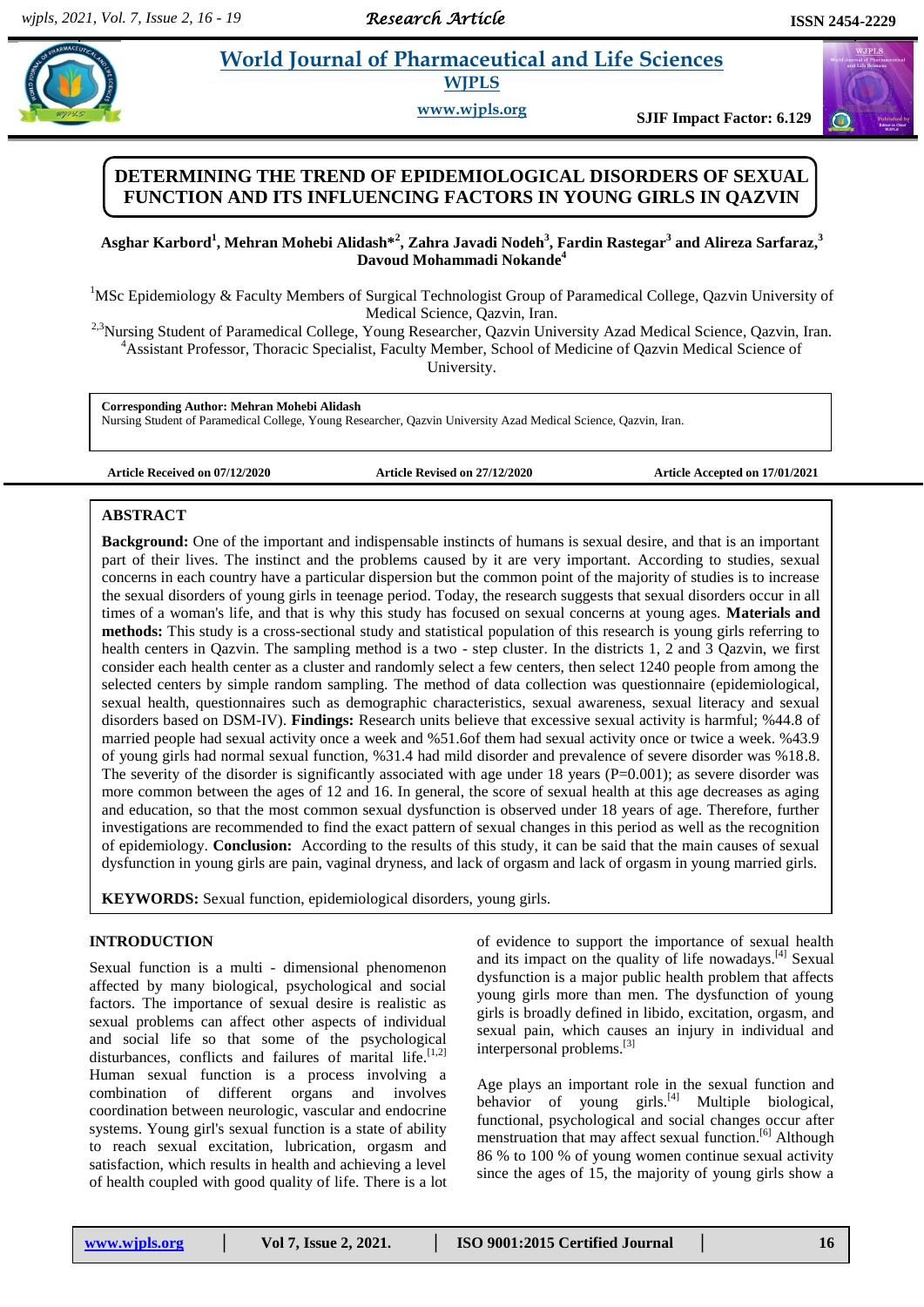# DETERMINING THE TREND OF EPIDEMIOLOGICAL DISORDERS OF SEXUAL FUNCTION AND ITS INFLUENCING FACTORS IN YOUNG GIRLS IN QAZVIN

**Asghar Karbord[1], Mehran Mohebi Alidash*[2], Zahra Javadi Nodeh[3], Fardin Rastegar[3] and Alireza Sarfaraz,[3] Davoud Mohammadi Nokande[4]**

[1]MSc Epidemiology & Faculty Members of Surgical Technologist Group of Paramedical College, Qazvin University of Medical Science, Qazvin, Iran.

[2,3]Nursing Student of Paramedical College, Young Researcher, Qazvin University Azad Medical Science, Qazvin, Iran.

[4]Assistant Professor, Thoracic Specialist, Faculty Member, School of Medicine of Qazvin Medical Science of University.

**Corresponding Author: Mehran Mohebi Alidash**
Nursing Student of Paramedical College, Young Researcher, Qazvin University Azad Medical Science, Qazvin, Iran.

**Article Received on 07/12/2020** **Article Revised on 27/12/2020** **Article Accepted on 17/01/2021**

## ABSTRACT

**Background:** One of the important and indispensable instincts of humans is sexual desire, and that is an important part of their lives. The instinct and the problems caused by it are very important. According to studies, sexual concerns in each country have a particular dispersion but the common point of the majority of studies is to increase the sexual disorders of young girls in teenage period. Today, the research suggests that sexual disorders occur in all times of a woman's life, and that is why this study has focused on sexual concerns at young ages. **Materials and methods:** This study is a cross-sectional study and statistical population of this research is young girls referring to health centers in Qazvin. The sampling method is a two - step cluster. In the districts 1, 2 and 3 Qazvin, we first consider each health center as a cluster and randomly select a few centers, then select 1240 people from among the selected centers by simple random sampling. The method of data collection was questionnaire (epidemiological, sexual health, questionnaires such as demographic characteristics, sexual awareness, sexual literacy and sexual disorders based on DSM-IV). **Findings:** Research units believe that excessive sexual activity is harmful; %44.8 of married people had sexual activity once a week and %51.6of them had sexual activity once or twice a week. %43.9 of young girls had normal sexual function, %31.4 had mild disorder and prevalence of severe disorder was %18.8. The severity of the disorder is significantly associated with age under 18 years (P=0.001); as severe disorder was more common between the ages of 12 and 16. In general, the score of sexual health at this age decreases as aging and education, so that the most common sexual dysfunction is observed under 18 years of age. Therefore, further investigations are recommended to find the exact pattern of sexual changes in this period as well as the recognition of epidemiology. **Conclusion:** According to the results of this study, it can be said that the main causes of sexual dysfunction in young girls are pain, vaginal dryness, and lack of orgasm and lack of orgasm in young married girls.

**KEYWORDS:** Sexual function, epidemiological disorders, young girls.

## INTRODUCTION

Sexual function is a multi - dimensional phenomenon affected by many biological, psychological and social factors. The importance of sexual desire is realistic as sexual problems can affect other aspects of individual and social life so that some of the psychological disturbances, conflicts and failures of marital life.[1,2] Human sexual function is a process involving a combination of different organs and involves coordination between neurologic, vascular and endocrine systems. Young girl's sexual function is a state of ability to reach sexual excitation, lubrication, orgasm and satisfaction, which results in health and achieving a level of health coupled with good quality of life. There is a lot of evidence to support the importance of sexual health and its impact on the quality of life nowadays.[4] Sexual dysfunction is a major public health problem that affects young girls more than men. The dysfunction of young girls is broadly defined in libido, excitation, orgasm, and sexual pain, which causes an injury in individual and interpersonal problems.[3]

Age plays an important role in the sexual function and behavior of young girls.[4] Multiple biological, functional, psychological and social changes occur after menstruation that may affect sexual function.[6] Although 86 % to 100 % of young women continue sexual activity since the ages of 15, the majority of young girls show a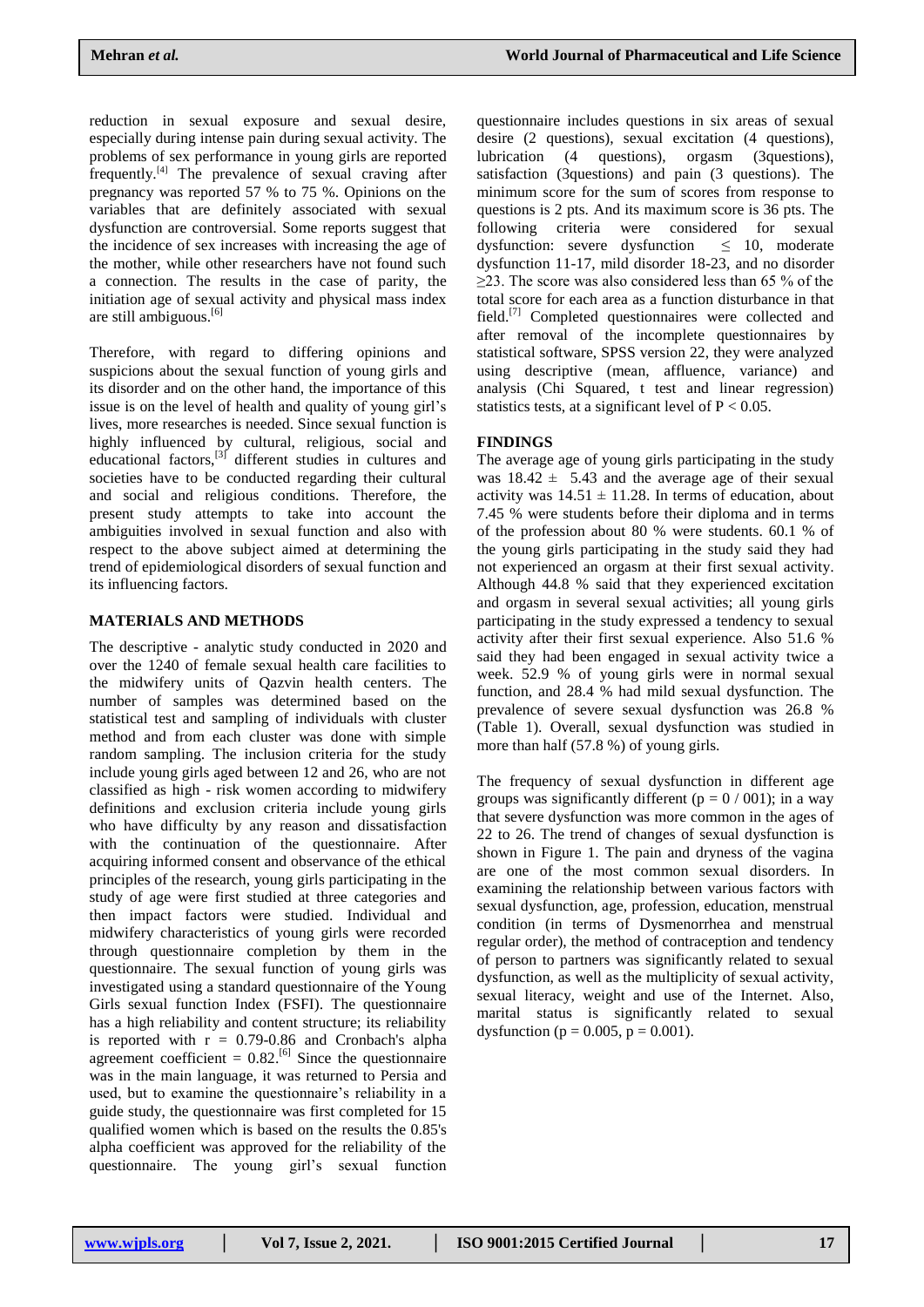reduction in sexual exposure and sexual desire, especially during intense pain during sexual activity. The problems of sex performance in young girls are reported frequently.[4] The prevalence of sexual craving after pregnancy was reported 57 % to 75 %. Opinions on the variables that are definitely associated with sexual dysfunction are controversial. Some reports suggest that the incidence of sex increases with increasing the age of the mother, while other researchers have not found such a connection. The results in the case of parity, the initiation age of sexual activity and physical mass index are still ambiguous.[6]

Therefore, with regard to differing opinions and suspicions about the sexual function of young girls and its disorder and on the other hand, the importance of this issue is on the level of health and quality of young girl's lives, more researches is needed. Since sexual function is highly influenced by cultural, religious, social and educational factors,[3] different studies in cultures and societies have to be conducted regarding their cultural and social and religious conditions. Therefore, the present study attempts to take into account the ambiguities involved in sexual function and also with respect to the above subject aimed at determining the trend of epidemiological disorders of sexual function and its influencing factors.

## MATERIALS AND METHODS

The descriptive - analytic study conducted in 2020 and over the 1240 of female sexual health care facilities to the midwifery units of Qazvin health centers. The number of samples was determined based on the statistical test and sampling of individuals with cluster method and from each cluster was done with simple random sampling. The inclusion criteria for the study include young girls aged between 12 and 26, who are not classified as high - risk women according to midwifery definitions and exclusion criteria include young girls who have difficulty by any reason and dissatisfaction with the continuation of the questionnaire. After acquiring informed consent and observance of the ethical principles of the research, young girls participating in the study of age were first studied at three categories and then impact factors were studied. Individual and midwifery characteristics of young girls were recorded through questionnaire completion by them in the questionnaire. The sexual function of young girls was investigated using a standard questionnaire of the Young Girls sexual function Index (FSFI). The questionnaire has a high reliability and content structure; its reliability is reported with r = 0.79-0.86 and Cronbach's alpha agreement coefficient = 0.82.[6] Since the questionnaire was in the main language, it was returned to Persia and used, but to examine the questionnaire's reliability in a guide study, the questionnaire was first completed for 15 qualified women which is based on the results the 0.85's alpha coefficient was approved for the reliability of the questionnaire. The young girl's sexual function questionnaire includes questions in six areas of sexual desire (2 questions), sexual excitation (4 questions), lubrication (4 questions), orgasm (3questions), satisfaction (3questions) and pain (3 questions). The minimum score for the sum of scores from response to questions is 2 pts. And its maximum score is 36 pts. The following criteria were considered for sexual dysfunction: severe dysfunction ≤ 10, moderate dysfunction 11-17, mild disorder 18-23, and no disorder ≥23. The score was also considered less than 65 % of the total score for each area as a function disturbance in that field.[7] Completed questionnaires were collected and after removal of the incomplete questionnaires by statistical software, SPSS version 22, they were analyzed using descriptive (mean, affluence, variance) and analysis (Chi Squared, t test and linear regression) statistics tests, at a significant level of $P < 0.05$.

## FINDINGS

The average age of young girls participating in the study was $18.42 \pm 5.43$ and the average age of their sexual activity was $14.51 \pm 11.28$. In terms of education, about 7.45 % were students before their diploma and in terms of the profession about 80 % were students. 60.1 % of the young girls participating in the study said they had not experienced an orgasm at their first sexual activity. Although 44.8 % said that they experienced excitation and orgasm in several sexual activities; all young girls participating in the study expressed a tendency to sexual activity after their first sexual experience. Also 51.6 % said they had been engaged in sexual activity twice a week. 52.9 % of young girls were in normal sexual function, and 28.4 % had mild sexual dysfunction. The prevalence of severe sexual dysfunction was 26.8 % (Table 1). Overall, sexual dysfunction was studied in more than half (57.8 %) of young girls.

The frequency of sexual dysfunction in different age groups was significantly different ($p = 0 / 001$); in a way that severe dysfunction was more common in the ages of 22 to 26. The trend of changes of sexual dysfunction is shown in Figure 1. The pain and dryness of the vagina are one of the most common sexual disorders. In examining the relationship between various factors with sexual dysfunction, age, profession, education, menstrual condition (in terms of Dysmenorrhea and menstrual regular order), the method of contraception and tendency of person to partners was significantly related to sexual dysfunction, as well as the multiplicity of sexual activity, sexual literacy, weight and use of the Internet. Also, marital status is significantly related to sexual dysfunction ($p = 0.005$, $p = 0.001$).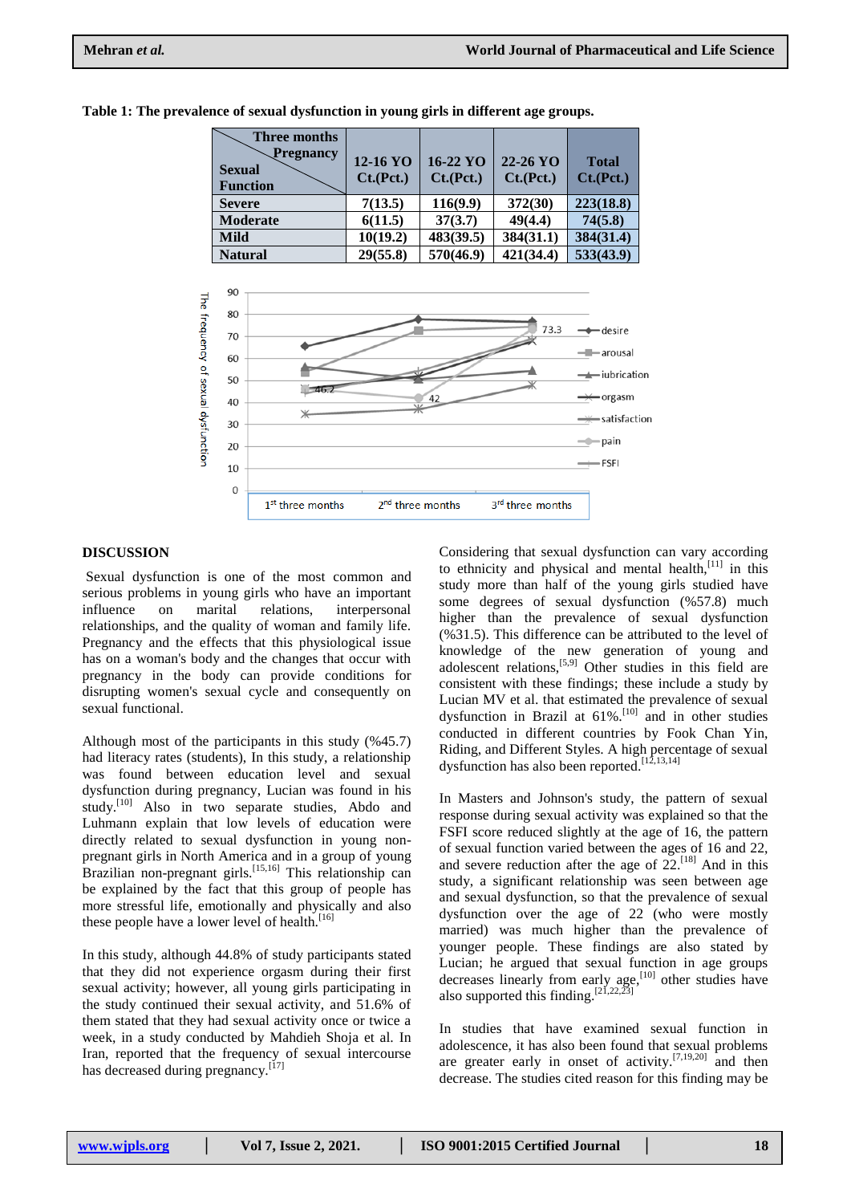**Table 1: The prevalence of sexual dysfunction in young girls in different age groups.**

| Sexual Function \ Three months Pregnancy | 12-16 YO Ct.(Pct.) | 16-22 YO Ct.(Pct.) | 22-26 YO Ct.(Pct.) | Total Ct.(Pct.) |
|---|---|---|---|---|
| Severe | 7(13.5) | 116(9.9) | 372(30) | 223(18.8) |
| Moderate | 6(11.5) | 37(3.7) | 49(4.4) | 74(5.8) |
| Mild | 10(19.2) | 483(39.5) | 384(31.1) | 384(31.4) |
| Natural | 29(55.8) | 570(46.9) | 421(34.4) | 533(43.9) |

## DISCUSSION

Sexual dysfunction is one of the most common and serious problems in young girls who have an important influence on marital relations, interpersonal relationships, and the quality of woman and family life. Pregnancy and the effects that this physiological issue has on a woman's body and the changes that occur with pregnancy in the body can provide conditions for disrupting women's sexual cycle and consequently on sexual functional.

Although most of the participants in this study (%45.7) had literacy rates (students), In this study, a relationship was found between education level and sexual dysfunction during pregnancy, Lucian was found in his study.[10] Also in two separate studies, Abdo and Luhmann explain that low levels of education were directly related to sexual dysfunction in young non-pregnant girls in North America and in a group of young Brazilian non-pregnant girls.[15,16] This relationship can be explained by the fact that this group of people has more stressful life, emotionally and physically and also these people have a lower level of health.[16]

In this study, although 44.8% of study participants stated that they did not experience orgasm during their first sexual activity; however, all young girls participating in the study continued their sexual activity, and 51.6% of them stated that they had sexual activity once or twice a week, in a study conducted by Mahdieh Shoja et al. In Iran, reported that the frequency of sexual intercourse has decreased during pregnancy.[17]

Considering that sexual dysfunction can vary according to ethnicity and physical and mental health,[11] in this study more than half of the young girls studied have some degrees of sexual dysfunction (%57.8) much higher than the prevalence of sexual dysfunction (%31.5). This difference can be attributed to the level of knowledge of the new generation of young and adolescent relations,[5,9] Other studies in this field are consistent with these findings; these include a study by Lucian MV et al. that estimated the prevalence of sexual dysfunction in Brazil at 61%.[10] and in other studies conducted in different countries by Fook Chan Yin, Riding, and Different Styles. A high percentage of sexual dysfunction has also been reported.[12,13,14]

In Masters and Johnson's study, the pattern of sexual response during sexual activity was explained so that the FSFI score reduced slightly at the age of 16, the pattern of sexual function varied between the ages of 16 and 22, and severe reduction after the age of 22.[18] And in this study, a significant relationship was seen between age and sexual dysfunction, so that the prevalence of sexual dysfunction over the age of 22 (who were mostly married) was much higher than the prevalence of younger people. These findings are also stated by Lucian; he argued that sexual function in age groups decreases linearly from early age,[10] other studies have also supported this finding.[21,22,23]

In studies that have examined sexual function in adolescence, it has also been found that sexual problems are greater early in onset of activity.[7,19,20] and then decrease. The studies cited reason for this finding may be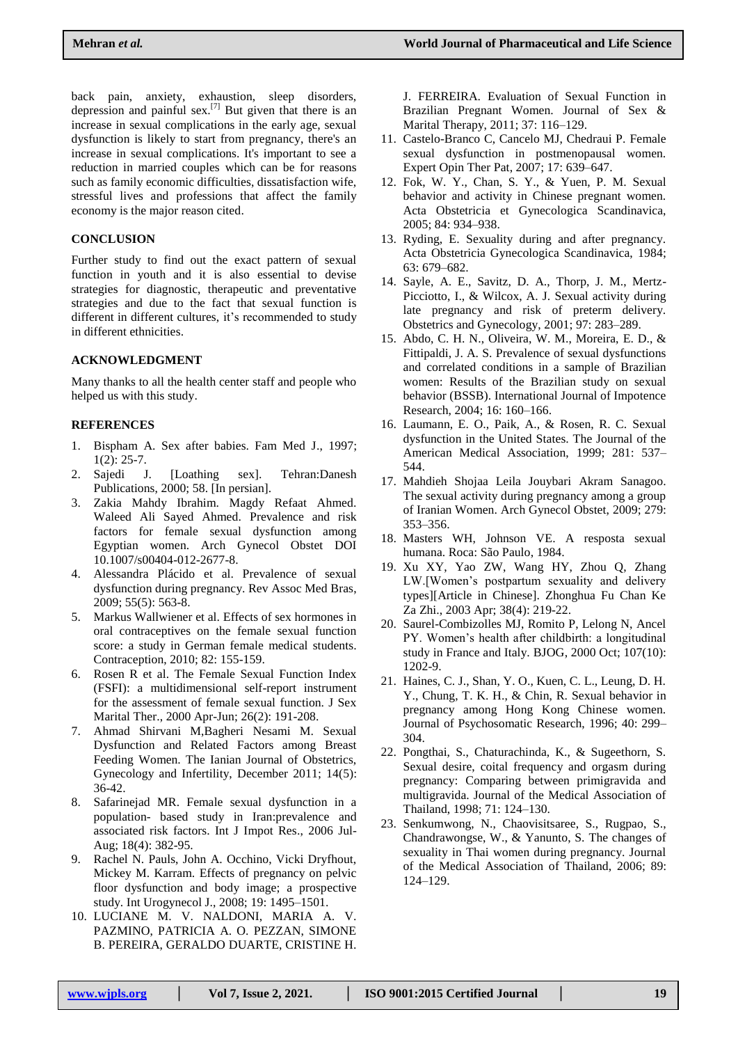back pain, anxiety, exhaustion, sleep disorders, depression and painful sex.[7] But given that there is an increase in sexual complications in the early age, sexual dysfunction is likely to start from pregnancy, there's an increase in sexual complications. It's important to see a reduction in married couples which can be for reasons such as family economic difficulties, dissatisfaction wife, stressful lives and professions that affect the family economy is the major reason cited.

## CONCLUSION

Further study to find out the exact pattern of sexual function in youth and it is also essential to devise strategies for diagnostic, therapeutic and preventative strategies and due to the fact that sexual function is different in different cultures, it's recommended to study in different ethnicities.

## ACKNOWLEDGMENT

Many thanks to all the health center staff and people who helped us with this study.

## REFERENCES

1. Bispham A. Sex after babies. Fam Med J., 1997; 1(2): 25-7.
2. Sajedi J. [Loathing sex]. Tehran:Danesh Publications, 2000; 58. [In persian].
3. Zakia Mahdy Ibrahim. Magdy Refaat Ahmed. Waleed Ali Sayed Ahmed. Prevalence and risk factors for female sexual dysfunction among Egyptian women. Arch Gynecol Obstet DOI 10.1007/s00404-012-2677-8.
4. Alessandra Plácido et al. Prevalence of sexual dysfunction during pregnancy. Rev Assoc Med Bras, 2009; 55(5): 563-8.
5. Markus Wallwiener et al. Effects of sex hormones in oral contraceptives on the female sexual function score: a study in German female medical students. Contraception, 2010; 82: 155-159.
6. Rosen R et al. The Female Sexual Function Index (FSFI): a multidimensional self-report instrument for the assessment of female sexual function. J Sex Marital Ther., 2000 Apr-Jun; 26(2): 191-208.
7. Ahmad Shirvani M,Bagheri Nesami M. Sexual Dysfunction and Related Factors among Breast Feeding Women. The Ianian Journal of Obstetrics, Gynecology and Infertility, December 2011; 14(5): 36-42.
8. Safarinejad MR. Female sexual dysfunction in a population- based study in Iran:prevalence and associated risk factors. Int J Impot Res., 2006 Jul-Aug; 18(4): 382-95.
9. Rachel N. Pauls, John A. Occhino, Vicki Dryfhout, Mickey M. Karram. Effects of pregnancy on pelvic floor dysfunction and body image; a prospective study. Int Urogynecol J., 2008; 19: 1495–1501.
10. LUCIANE M. V. NALDONI, MARIA A. V. PAZMINO, PATRICIA A. O. PEZZAN, SIMONE B. PEREIRA, GERALDO DUARTE, CRISTINE H. J. FERREIRA. Evaluation of Sexual Function in Brazilian Pregnant Women. Journal of Sex & Marital Therapy, 2011; 37: 116–129.
11. Castelo-Branco C, Cancelo MJ, Chedraui P. Female sexual dysfunction in postmenopausal women. Expert Opin Ther Pat, 2007; 17: 639–647.
12. Fok, W. Y., Chan, S. Y., & Yuen, P. M. Sexual behavior and activity in Chinese pregnant women. Acta Obstetricia et Gynecologica Scandinavica, 2005; 84: 934–938.
13. Ryding, E. Sexuality during and after pregnancy. Acta Obstetricia Gynecologica Scandinavica, 1984; 63: 679–682.
14. Sayle, A. E., Savitz, D. A., Thorp, J. M., Mertz-Picciotto, I., & Wilcox, A. J. Sexual activity during late pregnancy and risk of preterm delivery. Obstetrics and Gynecology, 2001; 97: 283–289.
15. Abdo, C. H. N., Oliveira, W. M., Moreira, E. D., & Fittipaldi, J. A. S. Prevalence of sexual dysfunctions and correlated conditions in a sample of Brazilian women: Results of the Brazilian study on sexual behavior (BSSB). International Journal of Impotence Research, 2004; 16: 160–166.
16. Laumann, E. O., Paik, A., & Rosen, R. C. Sexual dysfunction in the United States. The Journal of the American Medical Association, 1999; 281: 537–544.
17. Mahdieh Shojaa Leila Jouybari Akram Sanagoo. The sexual activity during pregnancy among a group of Iranian Women. Arch Gynecol Obstet, 2009; 279: 353–356.
18. Masters WH, Johnson VE. A resposta sexual humana. Roca: São Paulo, 1984.
19. Xu XY, Yao ZW, Wang HY, Zhou Q, Zhang LW.[Women's postpartum sexuality and delivery types][Article in Chinese]. Zhonghua Fu Chan Ke Za Zhi., 2003 Apr; 38(4): 219-22.
20. Saurel-Combizolles MJ, Romito P, Lelong N, Ancel PY. Women's health after childbirth: a longitudinal study in France and Italy. BJOG, 2000 Oct; 107(10): 1202-9.
21. Haines, C. J., Shan, Y. O., Kuen, C. L., Leung, D. H. Y., Chung, T. K. H., & Chin, R. Sexual behavior in pregnancy among Hong Kong Chinese women. Journal of Psychosomatic Research, 1996; 40: 299–304.
22. Pongthai, S., Chaturachinda, K., & Sugeethorn, S. Sexual desire, coital frequency and orgasm during pregnancy: Comparing between primigravida and multigravida. Journal of the Medical Association of Thailand, 1998; 71: 124–130.
23. Senkumwong, N., Chaovisitsaree, S., Rugpao, S., Chandrawongse, W., & Yanunto, S. The changes of sexuality in Thai women during pregnancy. Journal of the Medical Association of Thailand, 2006; 89: 124–129.